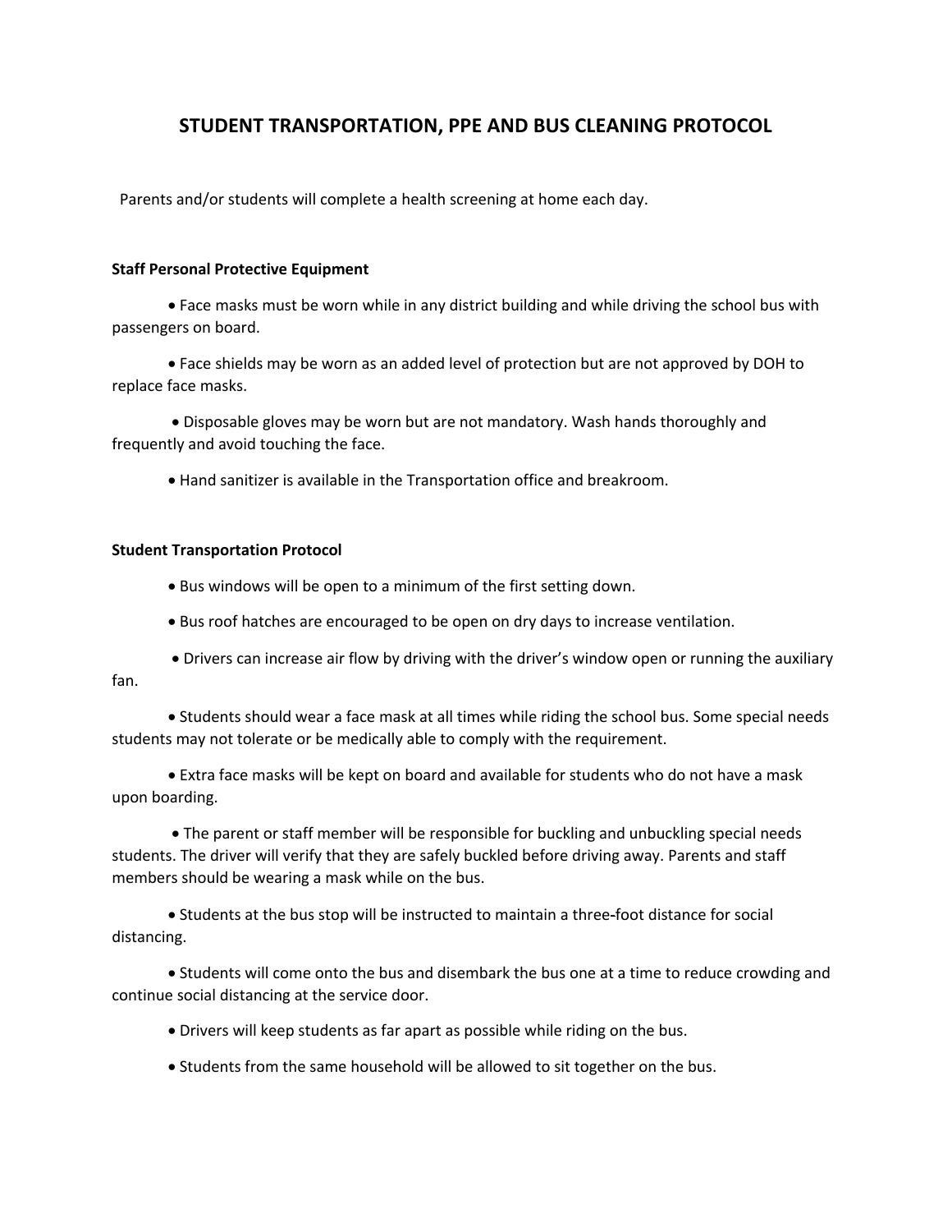# STUDENT TRANSPORTATION, PPE AND BUS CLEANING PROTOCOL

Parents and/or students will complete a health screening at home each day.

**Staff Personal Protective Equipment**

- Face masks must be worn while in any district building and while driving the school bus with passengers on board.
- Face shields may be worn as an added level of protection but are not approved by DOH to replace face masks.
- Disposable gloves may be worn but are not mandatory. Wash hands thoroughly and frequently and avoid touching the face.
- Hand sanitizer is available in the Transportation office and breakroom.

**Student Transportation Protocol**

- Bus windows will be open to a minimum of the first setting down.
- Bus roof hatches are encouraged to be open on dry days to increase ventilation.
- Drivers can increase air flow by driving with the driver's window open or running the auxiliary fan.
- Students should wear a face mask at all times while riding the school bus. Some special needs students may not tolerate or be medically able to comply with the requirement.
- Extra face masks will be kept on board and available for students who do not have a mask upon boarding.
- The parent or staff member will be responsible for buckling and unbuckling special needs students. The driver will verify that they are safely buckled before driving away. Parents and staff members should be wearing a mask while on the bus.
- Students at the bus stop will be instructed to maintain a three-foot distance for social distancing.
- Students will come onto the bus and disembark the bus one at a time to reduce crowding and continue social distancing at the service door.
- Drivers will keep students as far apart as possible while riding on the bus.
- Students from the same household will be allowed to sit together on the bus.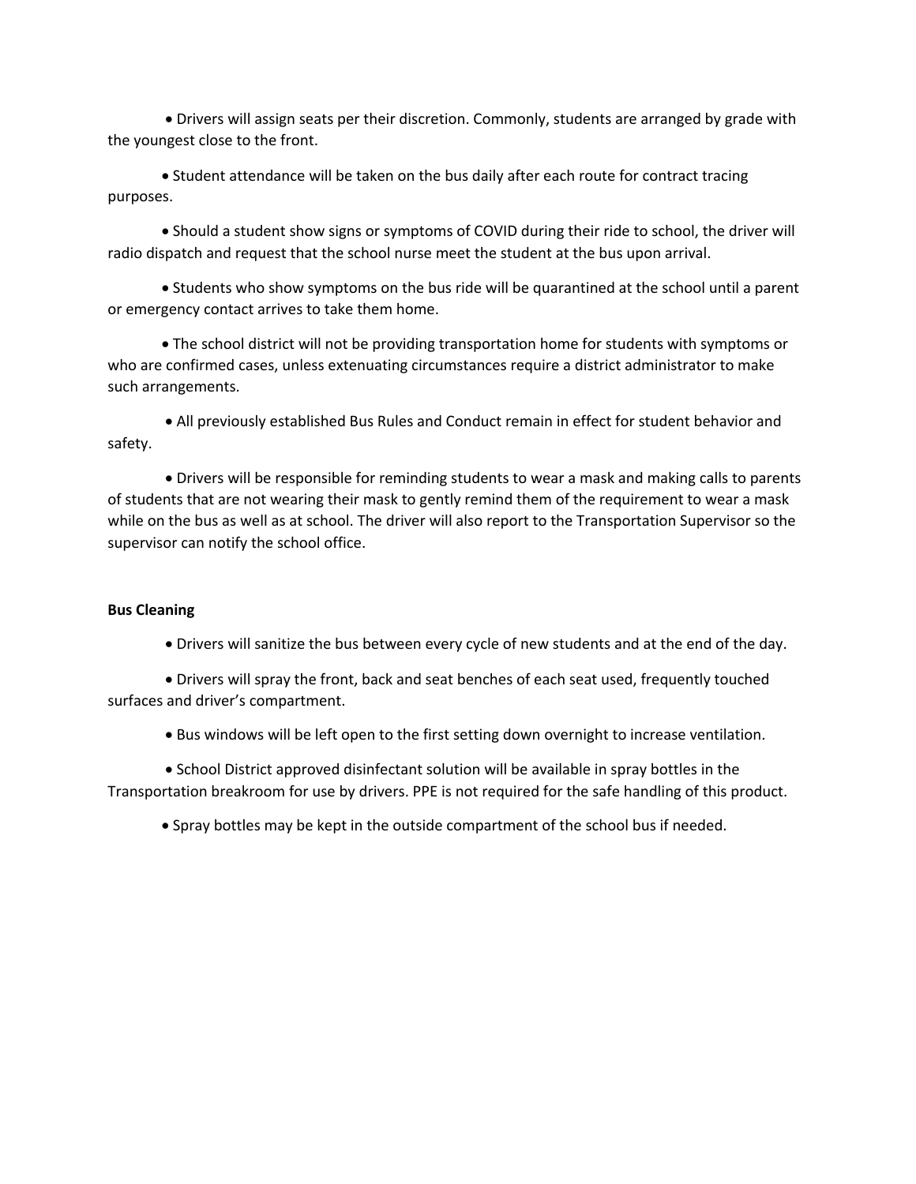- Drivers will assign seats per their discretion. Commonly, students are arranged by grade with the youngest close to the front.

- Student attendance will be taken on the bus daily after each route for contract tracing purposes.

- Should a student show signs or symptoms of COVID during their ride to school, the driver will radio dispatch and request that the school nurse meet the student at the bus upon arrival.

- Students who show symptoms on the bus ride will be quarantined at the school until a parent or emergency contact arrives to take them home.

- The school district will not be providing transportation home for students with symptoms or who are confirmed cases, unless extenuating circumstances require a district administrator to make such arrangements.

- All previously established Bus Rules and Conduct remain in effect for student behavior and safety.

- Drivers will be responsible for reminding students to wear a mask and making calls to parents of students that are not wearing their mask to gently remind them of the requirement to wear a mask while on the bus as well as at school. The driver will also report to the Transportation Supervisor so the supervisor can notify the school office.

**Bus Cleaning**

- Drivers will sanitize the bus between every cycle of new students and at the end of the day.

- Drivers will spray the front, back and seat benches of each seat used, frequently touched surfaces and driver's compartment.

- Bus windows will be left open to the first setting down overnight to increase ventilation.

- School District approved disinfectant solution will be available in spray bottles in the Transportation breakroom for use by drivers. PPE is not required for the safe handling of this product.

- Spray bottles may be kept in the outside compartment of the school bus if needed.